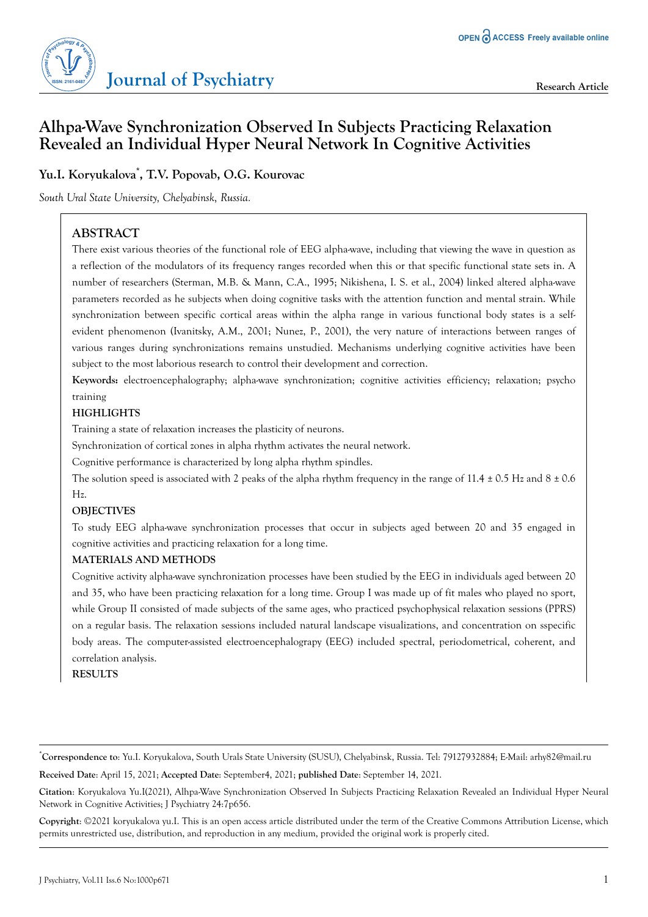# Alhpa-Wave Synchronization Observed In Subjects Practicing Relaxation Revealed an Individual Hyper Neural Network In Cognitive Activities

**Yu.I. Koryukalova[*], T.V. Popovab, O.G. Kourovac**

*South Ural State University, Chelyabinsk, Russia.*

## ABSTRACT

There exist various theories of the functional role of EEG alpha-wave, including that viewing the wave in question as a reflection of the modulators of its frequency ranges recorded when this or that specific functional state sets in. A number of researchers (Sterman, M.B. & Mann, C.A., 1995; Nikishena, I. S. et al., 2004) linked altered alpha-wave parameters recorded as he subjects when doing cognitive tasks with the attention function and mental strain. While synchronization between specific cortical areas within the alpha range in various functional body states is a self-evident phenomenon (Ivanitsky, A.M., 2001; Nunez, P., 2001), the very nature of interactions between ranges of various ranges during synchronizations remains unstudied. Mechanisms underlying cognitive activities have been subject to the most laborious research to control their development and correction.

**Keywords:** electroencephalography; alpha-wave synchronization; cognitive activities efficiency; relaxation; psycho training

### HIGHLIGHTS

Training a state of relaxation increases the plasticity of neurons.

Synchronization of cortical zones in alpha rhythm activates the neural network.

Cognitive performance is characterized by long alpha rhythm spindles.

The solution speed is associated with 2 peaks of the alpha rhythm frequency in the range of 11.4 ± 0.5 Hz and 8 ± 0.6 Hz.

### OBJECTIVES

To study EEG alpha-wave synchronization processes that occur in subjects aged between 20 and 35 engaged in cognitive activities and practicing relaxation for a long time.

### MATERIALS AND METHODS

Cognitive activity alpha-wave synchronization processes have been studied by the EEG in individuals aged between 20 and 35, who have been practicing relaxation for a long time. Group I was made up of fit males who played no sport, while Group II consisted of made subjects of the same ages, who practiced psychophysical relaxation sessions (PPRS) on a regular basis. The relaxation sessions included natural landscape visualizations, and concentration on sspecific body areas. The computer-assisted electroencephalograpy (EEG) included spectral, periodometrical, coherent, and correlation analysis.

### RESULTS

---

[*]**Correspondence to**: Yu.I. Koryukalova, South Urals State University (SUSU), Chelyabinsk, Russia. Tel: 79127932884; E-Mail: arhy82@mail.ru

**Received Date**: April 15, 2021; **Accepted Date**: September4, 2021; **published Date**: September 14, 2021.

**Citation**: Koryukalova Yu.I(2021), Alhpa-Wave Synchronization Observed In Subjects Practicing Relaxation Revealed an Individual Hyper Neural Network in Cognitive Activities; J Psychiatry 24:7p656.

**Copyright**: ©2021 koryukalova yu.I. This is an open access article distributed under the term of the Creative Commons Attribution License, which permits unrestricted use, distribution, and reproduction in any medium, provided the original work is properly cited.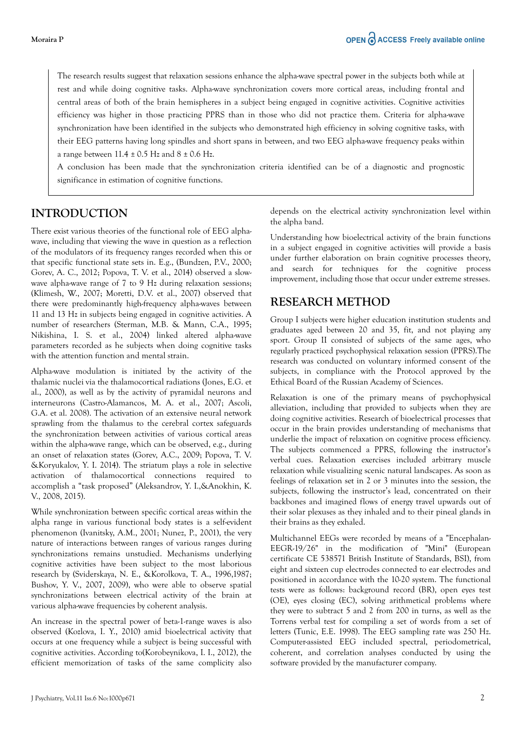The research results suggest that relaxation sessions enhance the alpha-wave spectral power in the subjects both while at rest and while doing cognitive tasks. Alpha-wave synchronization covers more cortical areas, including frontal and central areas of both of the brain hemispheres in a subject being engaged in cognitive activities. Cognitive activities efficiency was higher in those practicing PPRS than in those who did not practice them. Criteria for alpha-wave synchronization have been identified in the subjects who demonstrated high efficiency in solving cognitive tasks, with their EEG patterns having long spindles and short spans in between, and two EEG alpha-wave frequency peaks within a range between 11.4 ± 0.5 Hz and 8 ± 0.6 Hz.

A conclusion has been made that the synchronization criteria identified can be of a diagnostic and prognostic significance in estimation of cognitive functions.

## INTRODUCTION

There exist various theories of the functional role of EEG alpha-wave, including that viewing the wave in question as a reflection of the modulators of its frequency ranges recorded when this or that specific functional state sets in. E.g., (Bundzen, P.V., 2000; Gorev, A. C., 2012; Popova, T. V. et al., 2014) observed a slow-wave alpha-wave range of 7 to 9 Hz during relaxation sessions; (Klimesh, W., 2007; Moretti, D.V. et al., 2007) observed that there were predominantly high-frequency alpha-waves between 11 and 13 Hz in subjects being engaged in cognitive activities. A number of researchers (Sterman, M.B. & Mann, C.A., 1995; Nikishina, I. S. et al., 2004) linked altered alpha-wave parameters recorded as he subjects when doing cognitive tasks with the attention function and mental strain.

Alpha-wave modulation is initiated by the activity of the thalamic nuclei via the thalamocortical radiations (Jones, E.G. et al., 2000), as well as by the activity of pyramidal neurons and interneurons (Castro-Alamancos, M. A. et al., 2007; Ascoli, G.A. et al. 2008). The activation of an extensive neural network sprawling from the thalamus to the cerebral cortex safeguards the synchronization between activities of various cortical areas within the alpha-wave range, which can be observed, e.g., during an onset of relaxation states (Gorev, A.C., 2009; Popova, T. V. &Koryukalov, Y. I. 2014). The striatum plays a role in selective activation of thalamocortical connections required to accomplish a "task proposed" (Aleksandrov, Y. I.,&Anokhin, K. V., 2008, 2015).

While synchronization between specific cortical areas within the alpha range in various functional body states is a self-evident phenomenon (Ivanitsky, A.M., 2001; Nunez, P., 2001), the very nature of interactions between ranges of various ranges during synchronizations remains unstudied. Mechanisms underlying cognitive activities have been subject to the most laborious research by (Sviderskaya, N. E., &Korolkova, T. A., 1996,1987; Bushov, Y. V., 2007, 2009), who were able to observe spatial synchronizations between electrical activity of the brain at various alpha-wave frequencies by coherent analysis.

An increase in the spectral power of beta-1-range waves is also observed (Kozlova, I. Y., 2010) amid bioelectrical activity that occurs at one frequency while a subject is being successful with cognitive activities. According to(Korobeynikova, I. I., 2012), the efficient memorization of tasks of the same complicity also depends on the electrical activity synchronization level within the alpha band.

Understanding how bioelectrical activity of the brain functions in a subject engaged in cognitive activities will provide a basis under further elaboration on brain cognitive processes theory, and search for techniques for the cognitive process improvement, including those that occur under extreme stresses.

## RESEARCH METHOD

Group I subjects were higher education institution students and graduates aged between 20 and 35, fit, and not playing any sport. Group II consisted of subjects of the same ages, who regularly practiced psychophysical relaxation session (PPRS).The research was conducted on voluntary informed consent of the subjects, in compliance with the Protocol approved by the Ethical Board of the Russian Academy of Sciences.

Relaxation is one of the primary means of psychophysical alleviation, including that provided to subjects when they are doing cognitive activities. Research of bioelectrical processes that occur in the brain provides understanding of mechanisms that underlie the impact of relaxation on cognitive process efficiency. The subjects commenced a PPRS, following the instructor's verbal cues. Relaxation exercises included arbitrary muscle relaxation while visualizing scenic natural landscapes. As soon as feelings of relaxation set in 2 or 3 minutes into the session, the subjects, following the instructor's lead, concentrated on their backbones and imagined flows of energy travel upwards out of their solar plexuses as they inhaled and to their pineal glands in their brains as they exhaled.

Multichannel EEGs were recorded by means of a "Encephalan-EEGR-19/26" in the modification of "Mini" (European certificate CE 538571 British Institute of Standards, BSI), from eight and sixteen cup electrodes connected to ear electrodes and positioned in accordance with the 10-20 system. The functional tests were as follows: background record (BR), open eyes test (OE), eyes closing (EC), solving arithmetical problems where they were to subtract 5 and 2 from 200 in turns, as well as the Torrens verbal test for compiling a set of words from a set of letters (Tunic, E.E. 1998). The EEG sampling rate was 250 Hz. Computer-assisted EEG included spectral, periodometrical, coherent, and correlation analyses conducted by using the software provided by the manufacturer company.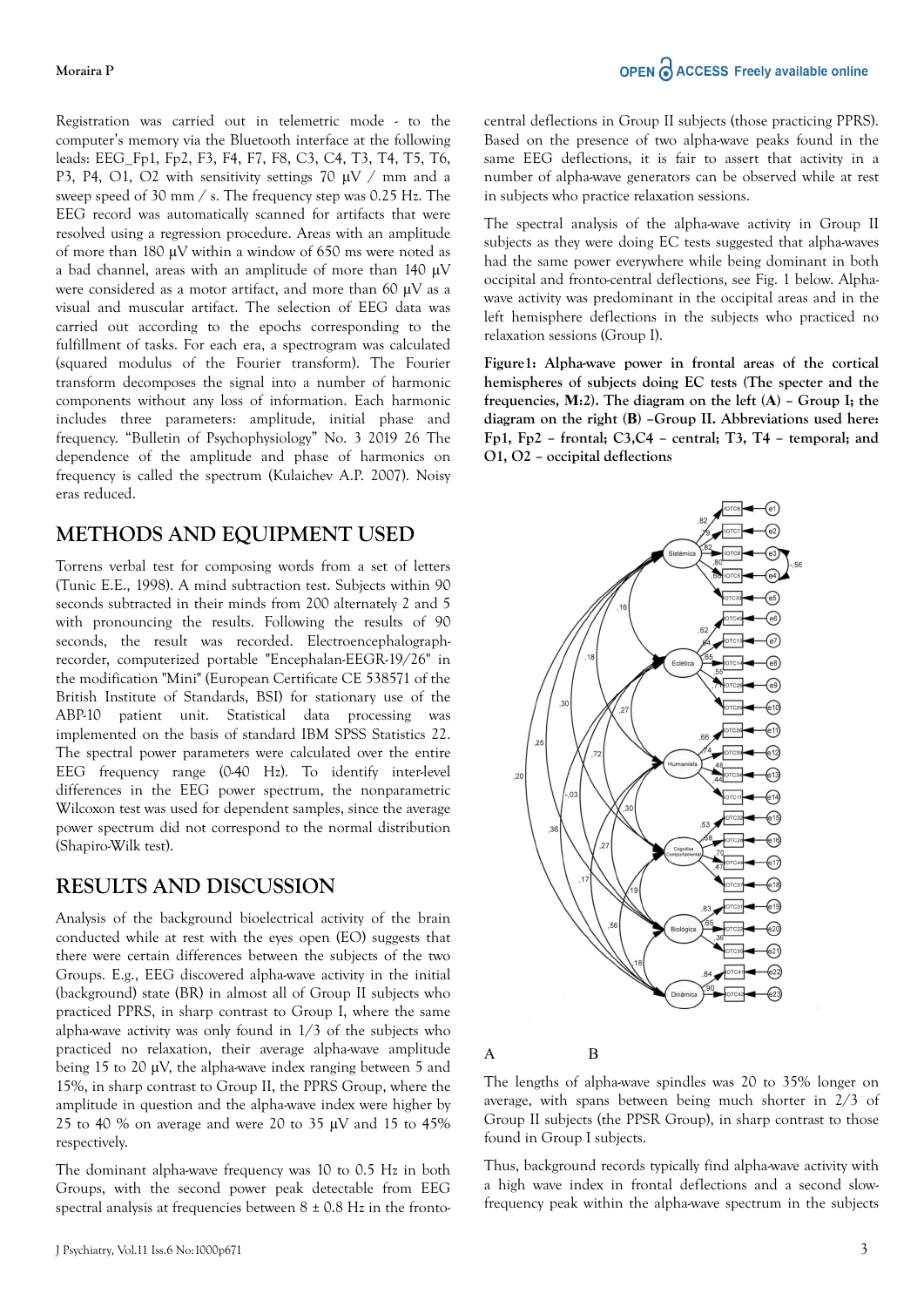Registration was carried out in telemetric mode - to the computer's memory via the Bluetooth interface at the following leads: EEG_Fp1, Fp2, F3, F4, F7, F8, C3, C4, T3, T4, T5, T6, P3, P4, O1, O2 with sensitivity settings 70 μV / mm and a sweep speed of 30 mm / s. The frequency step was 0.25 Hz. The EEG record was automatically scanned for artifacts that were resolved using a regression procedure. Areas with an amplitude of more than 180 μV within a window of 650 ms were noted as a bad channel, areas with an amplitude of more than 140 μV were considered as a motor artifact, and more than 60 μV as a visual and muscular artifact. The selection of EEG data was carried out according to the epochs corresponding to the fulfillment of tasks. For each era, a spectrogram was calculated (squared modulus of the Fourier transform). The Fourier transform decomposes the signal into a number of harmonic components without any loss of information. Each harmonic includes three parameters: amplitude, initial phase and frequency. "Bulletin of Psychophysiology" No. 3 2019 26 The dependence of the amplitude and phase of harmonics on frequency is called the spectrum (Kulaichev A.P. 2007). Noisy eras reduced.

## METHODS AND EQUIPMENT USED

Torrens verbal test for composing words from a set of letters (Tunic E.E., 1998). A mind subtraction test. Subjects within 90 seconds subtracted in their minds from 200 alternately 2 and 5 with pronouncing the results. Following the results of 90 seconds, the result was recorded. Electroencephalograph-recorder, computerized portable "Encephalan-EEGR-19/26" in the modification "Mini" (European Certificate CE 538571 of the British Institute of Standards, BSI) for stationary use of the ABP-10 patient unit. Statistical data processing was implemented on the basis of standard IBM SPSS Statistics 22. The spectral power parameters were calculated over the entire EEG frequency range (0-40 Hz). To identify inter-level differences in the EEG power spectrum, the nonparametric Wilcoxon test was used for dependent samples, since the average power spectrum did not correspond to the normal distribution (Shapiro-Wilk test).

## RESULTS AND DISCUSSION

Analysis of the background bioelectrical activity of the brain conducted while at rest with the eyes open (EO) suggests that there were certain differences between the subjects of the two Groups. E.g., EEG discovered alpha-wave activity in the initial (background) state (BR) in almost all of Group II subjects who practiced PPRS, in sharp contrast to Group I, where the same alpha-wave activity was only found in 1/3 of the subjects who practiced no relaxation, their average alpha-wave amplitude being 15 to 20 μV, the alpha-wave index ranging between 5 and 15%, in sharp contrast to Group II, the PPRS Group, where the amplitude in question and the alpha-wave index were higher by 25 to 40 % on average and were 20 to 35 μV and 15 to 45% respectively.

The dominant alpha-wave frequency was 10 to 0.5 Hz in both Groups, with the second power peak detectable from EEG spectral analysis at frequencies between 8 ± 0.8 Hz in the fronto-central deflections in Group II subjects (those practicing PPRS). Based on the presence of two alpha-wave peaks found in the same EEG deflections, it is fair to assert that activity in a number of alpha-wave generators can be observed while at rest in subjects who practice relaxation sessions.

The spectral analysis of the alpha-wave activity in Group II subjects as they were doing EC tests suggested that alpha-waves had the same power everywhere while being dominant in both occipital and fronto-central deflections, see Fig. 1 below. Alpha-wave activity was predominant in the occipital areas and in the left hemisphere deflections in the subjects who practiced no relaxation sessions (Group I).

**Figure1: Alpha-wave power in frontal areas of the cortical hemispheres of subjects doing EC tests (The specter and the frequencies, M:2). The diagram on the left (A) – Group I; the diagram on the right (B) –Group II. Abbreviations used here: Fp1, Fp2 – frontal; C3,C4 – central; T3, T4 – temporal; and O1, O2 – occipital deflections**

A B

The lengths of alpha-wave spindles was 20 to 35% longer on average, with spans between being much shorter in 2/3 of Group II subjects (the PPSR Group), in sharp contrast to those found in Group I subjects.

Thus, background records typically find alpha-wave activity with a high wave index in frontal deflections and a second slow-frequency peak within the alpha-wave spectrum in the subjects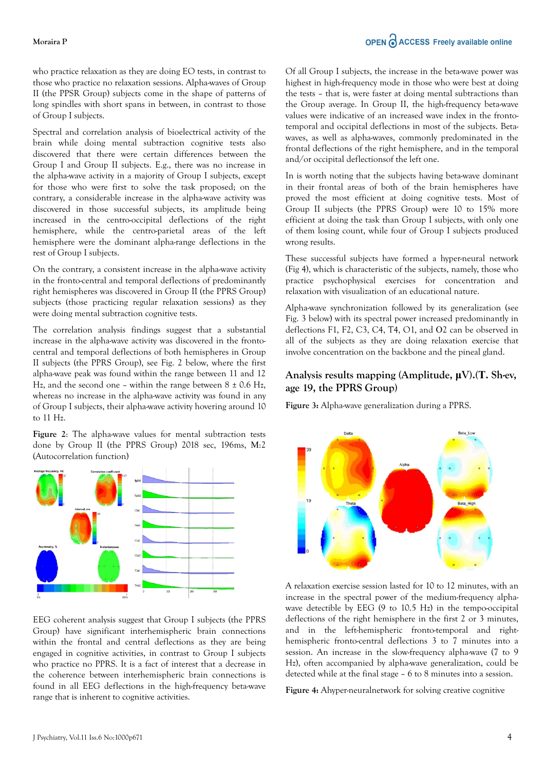who practice relaxation as they are doing EO tests, in contrast to those who practice no relaxation sessions. Alpha-waves of Group II (the PPSR Group) subjects come in the shape of patterns of long spindles with short spans in between, in contrast to those of Group I subjects.

Spectral and correlation analysis of bioelectrical activity of the brain while doing mental subtraction cognitive tests also discovered that there were certain differences between the Group I and Group II subjects. E.g., there was no increase in the alpha-wave activity in a majority of Group I subjects, except for those who were first to solve the task proposed; on the contrary, a considerable increase in the alpha-wave activity was discovered in those successful subjects, its amplitude being increased in the centro-occipital deflections of the right hemisphere, while the centro-parietal areas of the left hemisphere were the dominant alpha-range deflections in the rest of Group I subjects.

On the contrary, a consistent increase in the alpha-wave activity in the fronto-central and temporal deflections of predominantly right hemispheres was discovered in Group II (the PPRS Group) subjects (those practicing regular relaxation sessions) as they were doing mental subtraction cognitive tests.

The correlation analysis findings suggest that a substantial increase in the alpha-wave activity was discovered in the fronto-central and temporal deflections of both hemispheres in Group II subjects (the PPRS Group), see Fig. 2 below, where the first alpha-wave peak was found within the range between 11 and 12 Hz, and the second one – within the range between 8 ± 0.6 Hz, whereas no increase in the alpha-wave activity was found in any of Group I subjects, their alpha-wave activity hovering around 10 to 11 Hz.

**Figure 2**: The alpha-wave values for mental subtraction tests done by Group II (the PPRS Group) 2018 sec, 196ms, M:2 (Autocorrelation function)

EEG coherent analysis suggest that Group I subjects (the PPRS Group) have significant interhemispheric brain connections within the frontal and central deflections as they are being engaged in cognitive activities, in contrast to Group I subjects who practice no PPRS. It is a fact of interest that a decrease in the coherence between interhemispheric brain connections is found in all EEG deflections in the high-frequency beta-wave range that is inherent to cognitive activities.

Of all Group I subjects, the increase in the beta-wave power was highest in high-frequency mode in those who were best at doing the tests – that is, were faster at doing mental subtractions than the Group average. In Group II, the high-frequency beta-wave values were indicative of an increased wave index in the fronto-temporal and occipital deflections in most of the subjects. Beta-waves, as well as alpha-waves, commonly predominated in the frontal deflections of the right hemisphere, and in the temporal and/or occipital deflectionsof the left one.

In is worth noting that the subjects having beta-wave dominant in their frontal areas of both of the brain hemispheres have proved the most efficient at doing cognitive tests. Most of Group II subjects (the PPRS Group) were 10 to 15% more efficient at doing the task than Group I subjects, with only one of them losing count, while four of Group I subjects produced wrong results.

These successful subjects have formed a hyper-neural network (Fig 4), which is characteristic of the subjects, namely, those who practice psychophysical exercises for concentration and relaxation with visualization of an educational nature.

Alpha-wave synchronization followed by its generalization (see Fig. 3 below) with its spectral power increased predominantly in deflections F1, F2, C3, C4, T4, O1, and O2 can be observed in all of the subjects as they are doing relaxation exercise that involve concentration on the backbone and the pineal gland.

## Analysis results mapping (Amplitude, µV).(T. Sh-ev, age 19, the PPRS Group)

**Figure 3:** Alpha-wave generalization during a PPRS.

A relaxation exercise session lasted for 10 to 12 minutes, with an increase in the spectral power of the medium-frequency alpha-wave detectible by EEG (9 to 10.5 Hz) in the tempo-occipital deflections of the right hemisphere in the first 2 or 3 minutes, and in the left-hemispheric fronto-temporal and right-hemispheric fronto-central deflections 3 to 7 minutes into a session. An increase in the slow-frequency alpha-wave (7 to 9 Hz), often accompanied by alpha-wave generalization, could be detected while at the final stage – 6 to 8 minutes into a session.

**Figure 4:** Ahyper-neuralnetwork for solving creative cognitive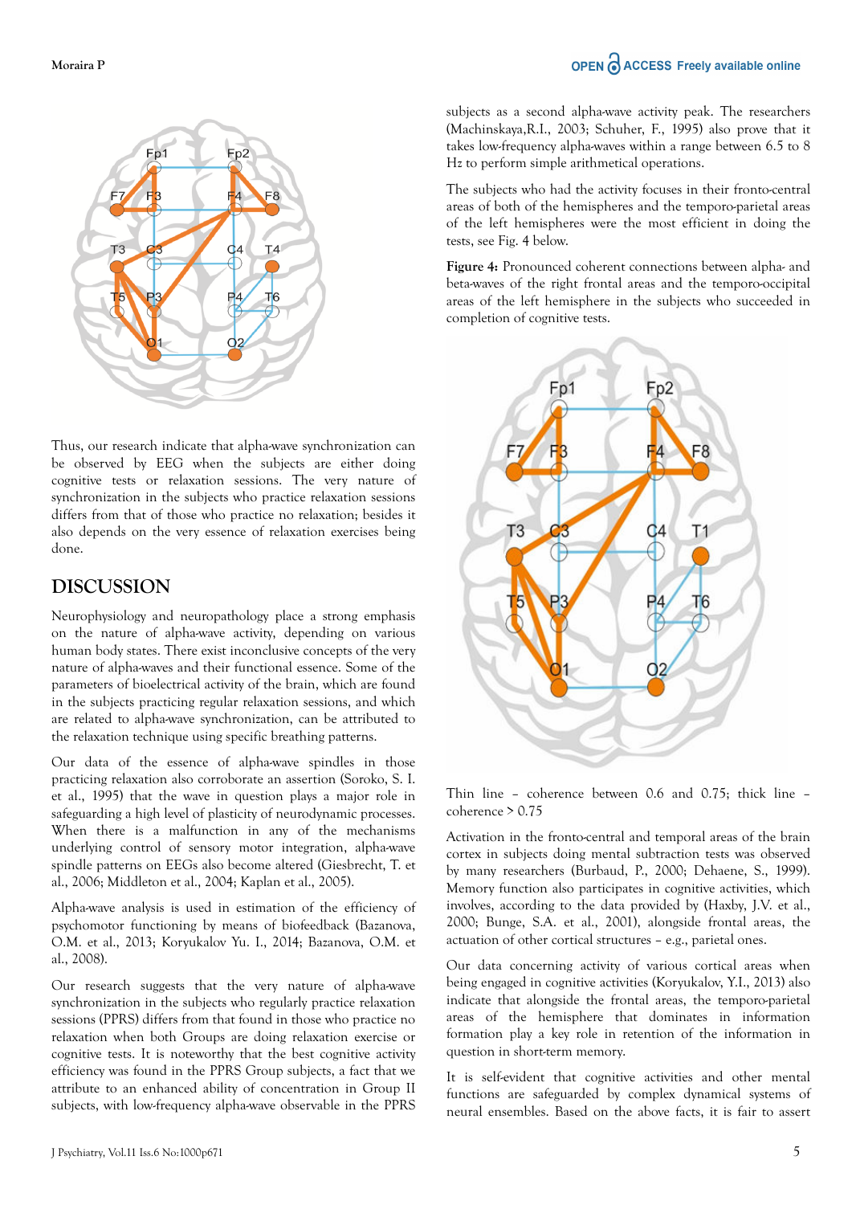Thus, our research indicate that alpha-wave synchronization can be observed by EEG when the subjects are either doing cognitive tests or relaxation sessions. The very nature of synchronization in the subjects who practice relaxation sessions differs from that of those who practice no relaxation; besides it also depends on the very essence of relaxation exercises being done.

## DISCUSSION

Neurophysiology and neuropathology place a strong emphasis on the nature of alpha-wave activity, depending on various human body states. There exist inconclusive concepts of the very nature of alpha-waves and their functional essence. Some of the parameters of bioelectrical activity of the brain, which are found in the subjects practicing regular relaxation sessions, and which are related to alpha-wave synchronization, can be attributed to the relaxation technique using specific breathing patterns.

Our data of the essence of alpha-wave spindles in those practicing relaxation also corroborate an assertion (Soroko, S. I. et al., 1995) that the wave in question plays a major role in safeguarding a high level of plasticity of neurodynamic processes. When there is a malfunction in any of the mechanisms underlying control of sensory motor integration, alpha-wave spindle patterns on EEGs also become altered (Giesbrecht, T. et al., 2006; Middleton et al., 2004; Kaplan et al., 2005).

Alpha-wave analysis is used in estimation of the efficiency of psychomotor functioning by means of biofeedback (Bazanova, O.M. et al., 2013; Koryukalov Yu. I., 2014; Bazanova, O.M. et al., 2008).

Our research suggests that the very nature of alpha-wave synchronization in the subjects who regularly practice relaxation sessions (PPRS) differs from that found in those who practice no relaxation when both Groups are doing relaxation exercise or cognitive tests. It is noteworthy that the best cognitive activity efficiency was found in the PPRS Group subjects, a fact that we attribute to an enhanced ability of concentration in Group II subjects, with low-frequency alpha-wave observable in the PPRS subjects as a second alpha-wave activity peak. The researchers (Machinskaya,R.I., 2003; Schuher, F., 1995) also prove that it takes low-frequency alpha-waves within a range between 6.5 to 8 Hz to perform simple arithmetical operations.

The subjects who had the activity focuses in their fronto-central areas of both of the hemispheres and the temporo-parietal areas of the left hemispheres were the most efficient in doing the tests, see Fig. 4 below.

**Figure 4:** Pronounced coherent connections between alpha- and beta-waves of the right frontal areas and the temporo-occipital areas of the left hemisphere in the subjects who succeeded in completion of cognitive tests.

Thin line – coherence between 0.6 and 0.75; thick line – coherence > 0.75

Activation in the fronto-central and temporal areas of the brain cortex in subjects doing mental subtraction tests was observed by many researchers (Burbaud, P., 2000; Dehaene, S., 1999). Memory function also participates in cognitive activities, which involves, according to the data provided by (Haxby, J.V. et al., 2000; Bunge, S.A. et al., 2001), alongside frontal areas, the actuation of other cortical structures – e.g., parietal ones.

Our data concerning activity of various cortical areas when being engaged in cognitive activities (Koryukalov, Y.I., 2013) also indicate that alongside the frontal areas, the temporo-parietal areas of the hemisphere that dominates in information formation play a key role in retention of the information in question in short-term memory.

It is self-evident that cognitive activities and other mental functions are safeguarded by complex dynamical systems of neural ensembles. Based on the above facts, it is fair to assert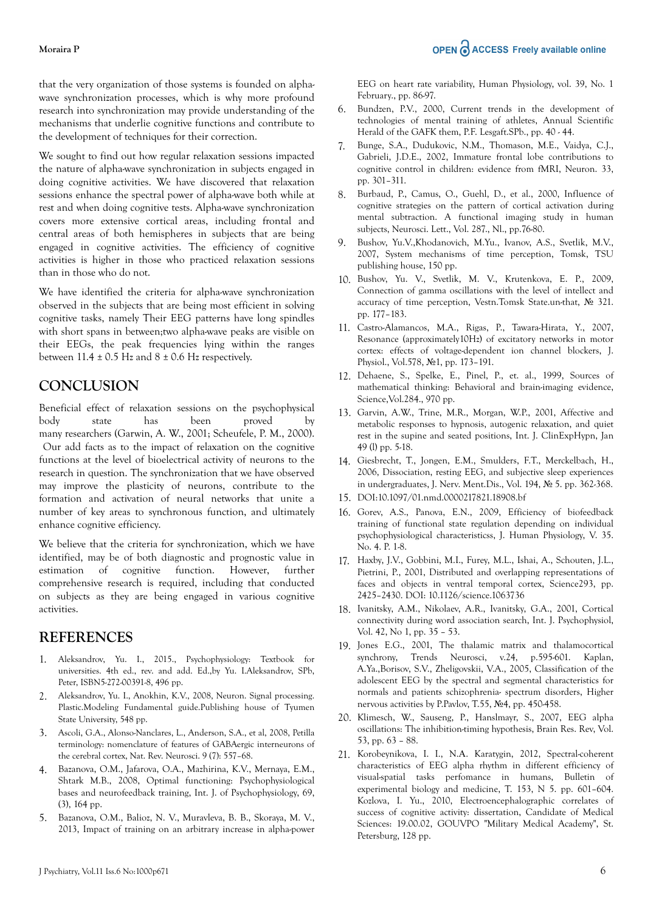that the very organization of those systems is founded on alpha-wave synchronization processes, which is why more profound research into synchronization may provide understanding of the mechanisms that underlie cognitive functions and contribute to the development of techniques for their correction.

We sought to find out how regular relaxation sessions impacted the nature of alpha-wave synchronization in subjects engaged in doing cognitive activities. We have discovered that relaxation sessions enhance the spectral power of alpha-wave both while at rest and when doing cognitive tests. Alpha-wave synchronization covers more extensive cortical areas, including frontal and central areas of both hemispheres in subjects that are being engaged in cognitive activities. The efficiency of cognitive activities is higher in those who practiced relaxation sessions than in those who did not.

We have identified the criteria for alpha-wave synchronization observed in the subjects that are being most efficient in solving cognitive tasks, namely Their EEG patterns have long spindles with short spans in between;two alpha-wave peaks are visible on their EEGs, the peak frequencies lying within the ranges between 11.4 ± 0.5 Hz and 8 ± 0.6 Hz respectively.

## CONCLUSION

Beneficial effect of relaxation sessions on the psychophysical body state has been proved by many researchers (Garwin, A. W., 2001; Scheufele, P. M., 2000). Our add facts as to the impact of relaxation on the cognitive functions at the level of bioelectrical activity of neurons to the research in question. The synchronization that we have observed may improve the plasticity of neurons, contribute to the formation and activation of neural networks that unite a number of key areas to synchronous function, and ultimately enhance cognitive efficiency.

We believe that the criteria for synchronization, which we have identified, may be of both diagnostic and prognostic value in estimation of cognitive function. However, further comprehensive research is required, including that conducted on subjects as they are being engaged in various cognitive activities.

## REFERENCES

1. Aleksandrov, Yu. I., 2015., Psychophysiology: Textbook for universities. 4th ed., rev. and add. Ed.,by Yu. I.Aleksandrov, SPb, Peter, ISBN5-272-00391-8, 496 pp.
2. Aleksandrov, Yu. I., Anokhin, K.V., 2008, Neuron. Signal processing. Plastic.Modeling Fundamental guide.Publishing house of Tyumen State University, 548 pp.
3. Ascoli, G.A., Alonso-Nanclares, L., Anderson, S.A., et al, 2008, Petilla terminology: nomenclature of features of GABAergic interneurons of the cerebral cortex, Nat. Rev. Neurosci. 9 (7): 557–68.
4. Bazanova, O.M., Jafarova, O.A., Mazhirina, K.V., Mernaya, E.M., Shtark M.B., 2008, Optimal functioning: Psychophysiological bases and neurofeedback training, Int. J. of Psychophysiology, 69, (3), 164 pp.
5. Bazanova, O.M., Balioz, N. V., Muravleva, B. B., Skoraya, M. V., 2013, Impact of training on an arbitrary increase in alpha-power EEG on heart rate variability, Human Physiology, vol. 39, No. 1 February., pp. 86-97.
6. Bundzen, P.V., 2000, Current trends in the development of technologies of mental training of athletes, Annual Scientific Herald of the GAFK them, P.F. Lesgaft.SPb., pp. 40 - 44.
7. Bunge, S.A., Dudukovic, N.M., Thomason, M.E., Vaidya, C.J., Gabrieli, J.D.E., 2002, Immature frontal lobe contributions to cognitive control in children: evidence from fMRI, Neuron. 33, pp. 301–311.
8. Burbaud, P., Camus, O., Guehl, D., et al., 2000, Influence of cognitive strategies on the pattern of cortical activation during mental subtraction. A functional imaging study in human subjects, Neurosci. Lett., Vol. 287., Nl., pp.76-80.
9. Bushov, Yu.V.,Khodanovich, M.Yu., Ivanov, A.S., Svetlik, M.V., 2007, System mechanisms of time perception, Tomsk, TSU publishing house, 150 pp.
10. Bushov, Yu. V., Svetlik, M. V., Krutenkova, E. P., 2009, Connection of gamma oscillations with the level of intellect and accuracy of time perception, Vestn.Tomsk State.un-that, № 321. pp. 177–183.
11. Castro-Alamancos, M.A., Rigas, P., Tawara-Hirata, Y., 2007, Resonance (approximately10Hz) of excitatory networks in motor cortex: effects of voltage-dependent ion channel blockers, J. Physiol., Vol.578, №1, pp. 173–191.
12. Dehaene, S., Spelke, E., Pinel, P., et. al., 1999, Sources of mathematical thinking: Behavioral and brain-imaging evidence, Science,Vol.284., 970 pp.
13. Garvin, A.W., Trine, M.R., Morgan, W.P., 2001, Affective and metabolic responses to hypnosis, autogenic relaxation, and quiet rest in the supine and seated positions, Int. J. ClinExpHypn, Jan 49 (l) pp. 5-18.
14. Giesbrecht, T., Jongen, E.M., Smulders, F.T., Merckelbach, H., 2006, Dissociation, resting EEG, and subjective sleep experiences in undergraduates, J. Nerv. Ment.Dis., Vol. 194, № 5. pp. 362-368.
15. DOI:10.1097/01.nmd.0000217821.18908.bf
16. Gorev, A.S., Panova, E.N., 2009, Efficiency of biofeedback training of functional state regulation depending on individual psychophysiological characteristicss, J. Human Physiology, V. 35. No. 4. P. 1-8.
17. Haxby, J.V., Gobbini, M.I., Furey, M.L., Ishai, A., Schouten, J.L., Pietrini, P., 2001, Distributed and overlapping representations of faces and objects in ventral temporal cortex, Science293, pp. 2425–2430. DOI: 10.1126/science.1063736
18. Ivanitsky, A.M., Nikolaev, A.R., Ivanitsky, G.A., 2001, Cortical connectivity during word association search, Int. J. Psychophysiol, Vol. 42, No 1, pp. 35 – 53.
19. Jones E.G., 2001, The thalamic matrix and thalamocortical synchrony, Trends Neurosci, v.24, p.595-601. Kaplan, A.Ya.,Borisov, S.V., Zheligovskii, V.A., 2005, Classification of the adolescent EEG by the spectral and segmental characteristics for normals and patients schizophrenia- spectrum disorders, Higher nervous activities by P.Pavlov, T.55, №4, pp. 450-458.
20. Klimesch, W., Sauseng, P., Hanslmayr, S., 2007, EEG alpha oscillations: The inhibition-timing hypothesis, Brain Res. Rev, Vol. 53, pp. 63 – 88.
21. Korobeynikova, I. I., N.A. Karatygin, 2012, Spectral-coherent characteristics of EEG alpha rhythm in different efficiency of visual-spatial tasks perfomance in humans, Bulletin of experimental biology and medicine, T. 153, N 5. pp. 601–604. Kozlova, I. Yu., 2010, Electroencephalographic correlates of success of cognitive activity: dissertation, Candidate of Medical Sciences: 19.00.02, GOUVPO "Military Medical Academy", St. Petersburg, 128 pp.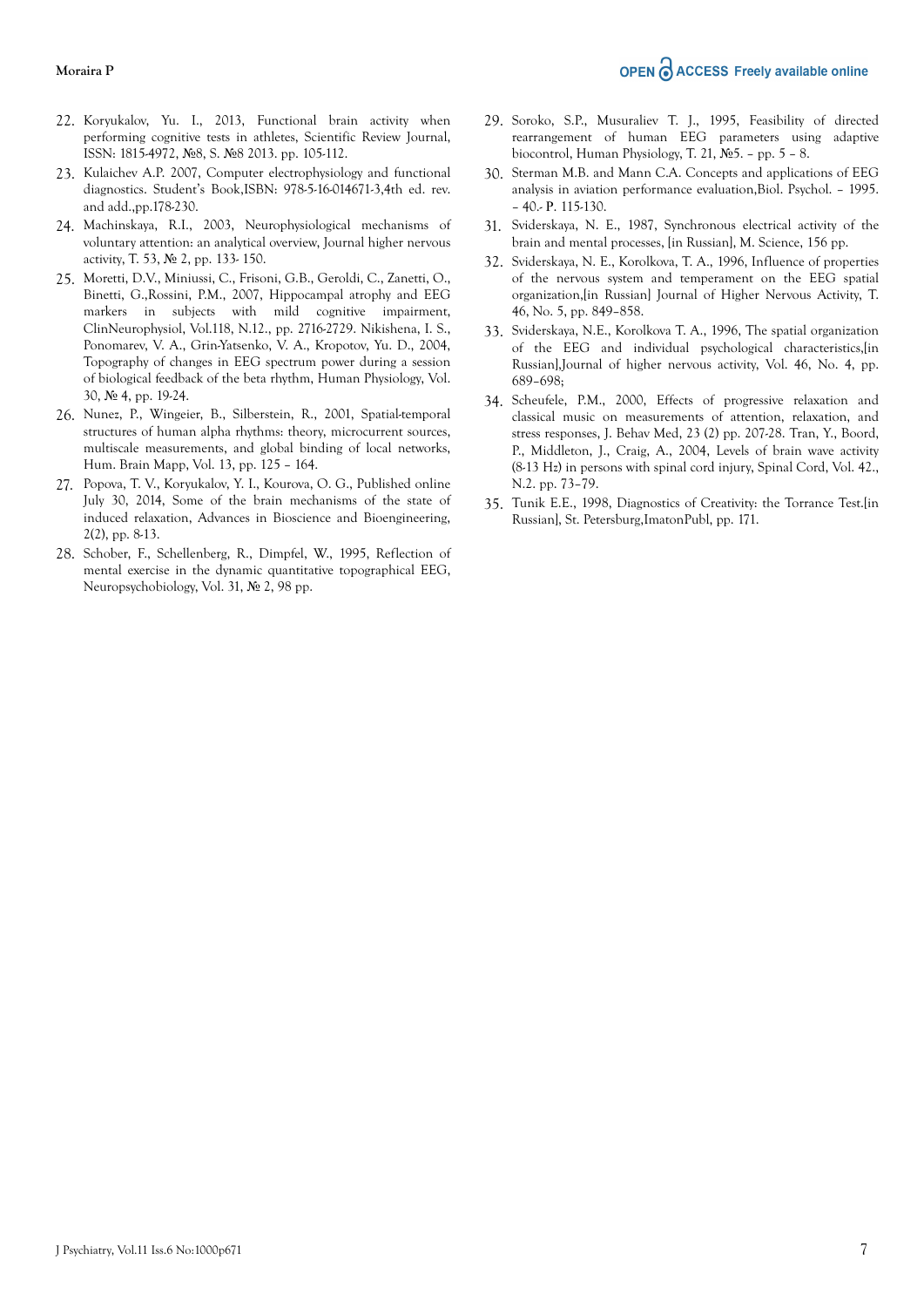22. Koryukalov, Yu. I., 2013, Functional brain activity when performing cognitive tests in athletes, Scientific Review Journal, ISSN: 1815-4972, №8, S. №8 2013. pp. 105-112.
23. Kulaichev A.P. 2007, Computer electrophysiology and functional diagnostics. Student's Book,ISBN: 978-5-16-014671-3,4th ed. rev. and add.,pp.178-230.
24. Machinskaya, R.I., 2003, Neurophysiological mechanisms of voluntary attention: an analytical overview, Journal higher nervous activity, T. 53, № 2, pp. 133- 150.
25. Moretti, D.V., Miniussi, C., Frisoni, G.B., Geroldi, C., Zanetti, O., Binetti, G.,Rossini, P.M., 2007, Hippocampal atrophy and EEG markers in subjects with mild cognitive impairment, ClinNeurophysiol, Vol.118, N.12., pp. 2716-2729. Nikishena, I. S., Ponomarev, V. A., Grin-Yatsenko, V. A., Kropotov, Yu. D., 2004, Topography of changes in EEG spectrum power during a session of biological feedback of the beta rhythm, Human Physiology, Vol. 30, № 4, pp. 19-24.
26. Nunez, P., Wingeier, B., Silberstein, R., 2001, Spatial-temporal structures of human alpha rhythms: theory, microcurrent sources, multiscale measurements, and global binding of local networks, Hum. Brain Mapp, Vol. 13, pp. 125 – 164.
27. Popova, T. V., Koryukalov, Y. I., Kourova, O. G., Published online July 30, 2014, Some of the brain mechanisms of the state of induced relaxation, Advances in Bioscience and Bioengineering, 2(2), pp. 8-13.
28. Schober, F., Schellenberg, R., Dimpfel, W., 1995, Reflection of mental exercise in the dynamic quantitative topographical EEG, Neuropsychobiology, Vol. 31, № 2, 98 pp.
29. Soroko, S.P., Musuraliev T. J., 1995, Feasibility of directed rearrangement of human EEG parameters using adaptive biocontrol, Human Physiology, T. 21, №5. – pp. 5 – 8.
30. Sterman M.B. and Mann C.A. Concepts and applications of EEG analysis in aviation performance evaluation,Biol. Psychol. – 1995. – 40.- P. 115-130.
31. Sviderskaya, N. E., 1987, Synchronous electrical activity of the brain and mental processes, [in Russian], M. Science, 156 pp.
32. Sviderskaya, N. E., Korolkova, T. A., 1996, Influence of properties of the nervous system and temperament on the EEG spatial organization,[in Russian] Journal of Higher Nervous Activity, T. 46, No. 5, pp. 849–858.
33. Sviderskaya, N.E., Korolkova T. A., 1996, The spatial organization of the EEG and individual psychological characteristics,[in Russian],Journal of higher nervous activity, Vol. 46, No. 4, pp. 689–698;
34. Scheufele, P.M., 2000, Effects of progressive relaxation and classical music on measurements of attention, relaxation, and stress responses, J. Behav Med, 23 (2) pp. 207-28. Tran, Y., Boord, P., Middleton, J., Craig, A., 2004, Levels of brain wave activity (8-13 Hz) in persons with spinal cord injury, Spinal Cord, Vol. 42., N.2. pp. 73–79.
35. Tunik E.E., 1998, Diagnostics of Creativity: the Torrance Test.[in Russian], St. Petersburg,ImatonPubl, pp. 171.